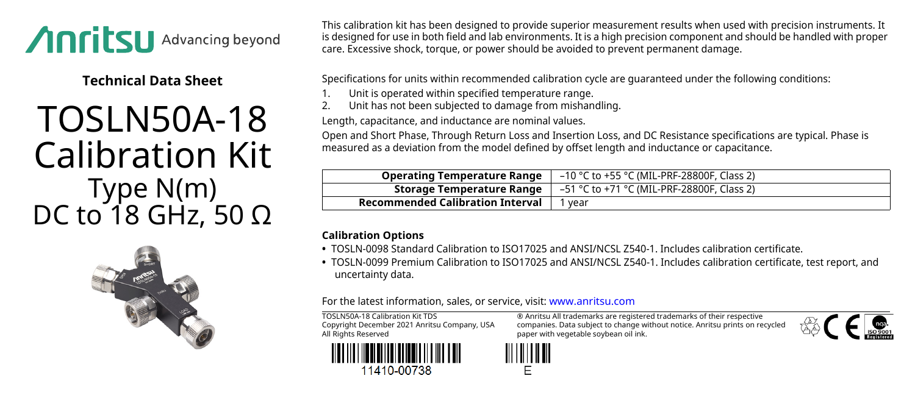**Technical Data Sheet**

# TOSLN50A-18 Calibration Kit

## Type N(m)
## DC to 18 GHz, 50 Ω

This calibration kit has been designed to provide superior measurement results when used with precision instruments. It is designed for use in both field and lab environments. It is a high precision component and should be handled with proper care. Excessive shock, torque, or power should be avoided to prevent permanent damage.

Specifications for units within recommended calibration cycle are guaranteed under the following conditions:

1. Unit is operated within specified temperature range.
2. Unit has not been subjected to damage from mishandling.

Length, capacitance, and inductance are nominal values.

Open and Short Phase, Through Return Loss and Insertion Loss, and DC Resistance specifications are typical. Phase is measured as a deviation from the model defined by offset length and inductance or capacitance.

| | |
|---|---|
| **Operating Temperature Range** | –10 °C to +55 °C (MIL-PRF-28800F, Class 2) |
| **Storage Temperature Range** | –51 °C to +71 °C (MIL-PRF-28800F, Class 2) |
| **Recommended Calibration Interval** | 1 year |

### Calibration Options

- TOSLN-0098 Standard Calibration to ISO17025 and ANSI/NCSL Z540-1. Includes calibration certificate.
- TOSLN-0099 Premium Calibration to ISO17025 and ANSI/NCSL Z540-1. Includes calibration certificate, test report, and uncertainty data.

For the latest information, sales, or service, visit: www.anritsu.com

TOSLN50A-18 Calibration Kit TDS
Copyright December 2021 Anritsu Company, USA
All Rights Reserved

® Anritsu All trademarks are registered trademarks of their respective companies. Data subject to change without notice. Anritsu prints on recycled paper with vegetable soybean oil ink.

11410-00738

E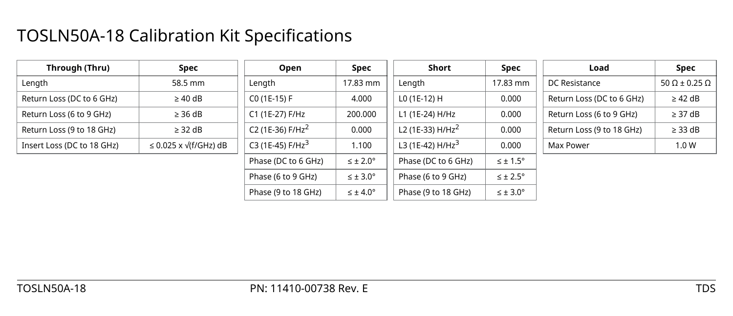# TOSLN50A-18 Calibration Kit Specifications

| Through (Thru) | Spec |
|---|---|
| Length | 58.5 mm |
| Return Loss (DC to 6 GHz) | ≥ 40 dB |
| Return Loss (6 to 9 GHz) | ≥ 36 dB |
| Return Loss (9 to 18 GHz) | ≥ 32 dB |
| Insert Loss (DC to 18 GHz) | ≤ 0.025 x √(f/GHz) dB |

| Open | Spec |
|---|---|
| Length | 17.83 mm |
| C0 (1E-15) F | 4.000 |
| C1 (1E-27) F/Hz | 200.000 |
| C2 (1E-36) F/Hz$^2$ | 0.000 |
| C3 (1E-45) F/Hz$^3$ | 1.100 |
| Phase (DC to 6 GHz) | ≤ ± 2.0° |
| Phase (6 to 9 GHz) | ≤ ± 3.0° |
| Phase (9 to 18 GHz) | ≤ ± 4.0° |

| Short | Spec |
|---|---|
| Length | 17.83 mm |
| L0 (1E-12) H | 0.000 |
| L1 (1E-24) H/Hz | 0.000 |
| L2 (1E-33) H/Hz$^2$ | 0.000 |
| L3 (1E-42) H/Hz$^3$ | 0.000 |
| Phase (DC to 6 GHz) | ≤ ± 1.5° |
| Phase (6 to 9 GHz) | ≤ ± 2.5° |
| Phase (9 to 18 GHz) | ≤ ± 3.0° |

| Load | Spec |
|---|---|
| DC Resistance | 50 Ω ± 0.25 Ω |
| Return Loss (DC to 6 GHz) | ≥ 42 dB |
| Return Loss (6 to 9 GHz) | ≥ 37 dB |
| Return Loss (9 to 18 GHz) | ≥ 33 dB |
| Max Power | 1.0 W |